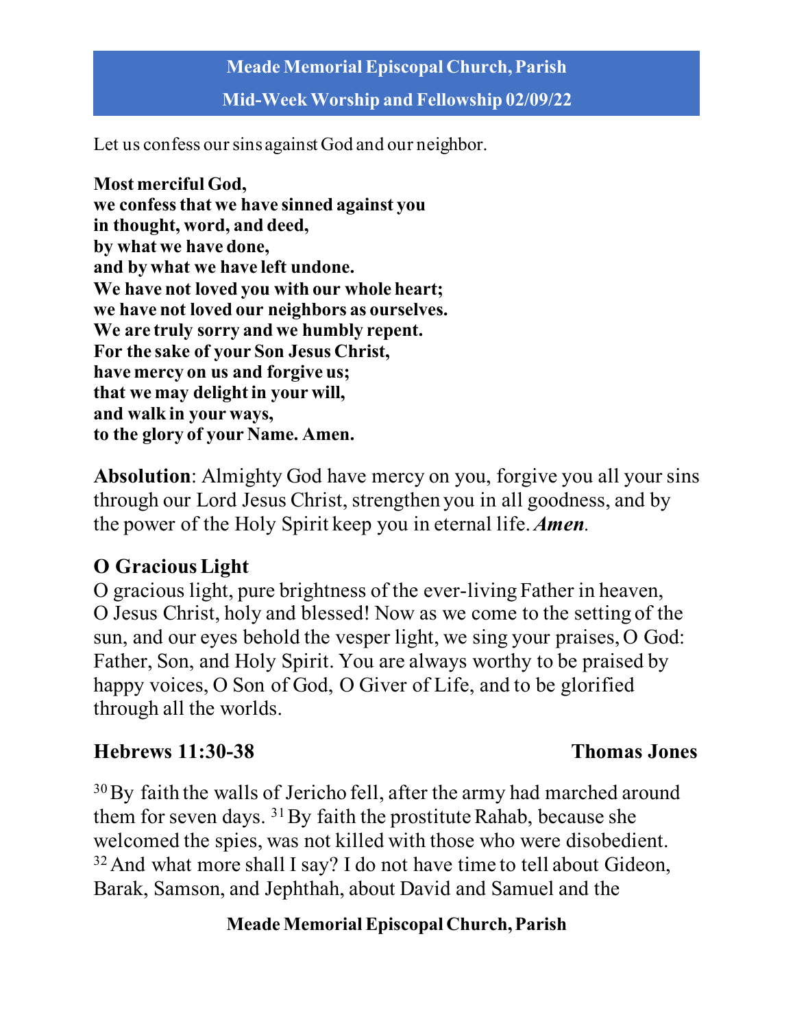# Meade Memorial Episcopal Church, Parish

## Mid-Week Worship and Fellowship 02/09/22

Let us confess our sins against God and our neighbor.

**Most merciful God,**
**we confess that we have sinned against you**
**in thought, word, and deed,**
**by what we have done,**
**and by what we have left undone.**
**We have not loved you with our whole heart;**
**we have not loved our neighbors as ourselves.**
**We are truly sorry and we humbly repent.**
**For the sake of your Son Jesus Christ,**
**have mercy on us and forgive us;**
**that we may delight in your will,**
**and walk in your ways,**
**to the glory of your Name. Amen.**

**Absolution**: Almighty God have mercy on you, forgive you all your sins through our Lord Jesus Christ, strengthen you in all goodness, and by the power of the Holy Spirit keep you in eternal life. ***Amen***.

### O Gracious Light

O gracious light, pure brightness of the ever-living Father in heaven, O Jesus Christ, holy and blessed! Now as we come to the setting of the sun, and our eyes behold the vesper light, we sing your praises, O God: Father, Son, and Holy Spirit. You are always worthy to be praised by happy voices, O Son of God, O Giver of Life, and to be glorified through all the worlds.

### Hebrews 11:30-38 — Thomas Jones

30 By faith the walls of Jericho fell, after the army had marched around them for seven days. 31 By faith the prostitute Rahab, because she welcomed the spies, was not killed with those who were disobedient. 32 And what more shall I say? I do not have time to tell about Gideon, Barak, Samson, and Jephthah, about David and Samuel and the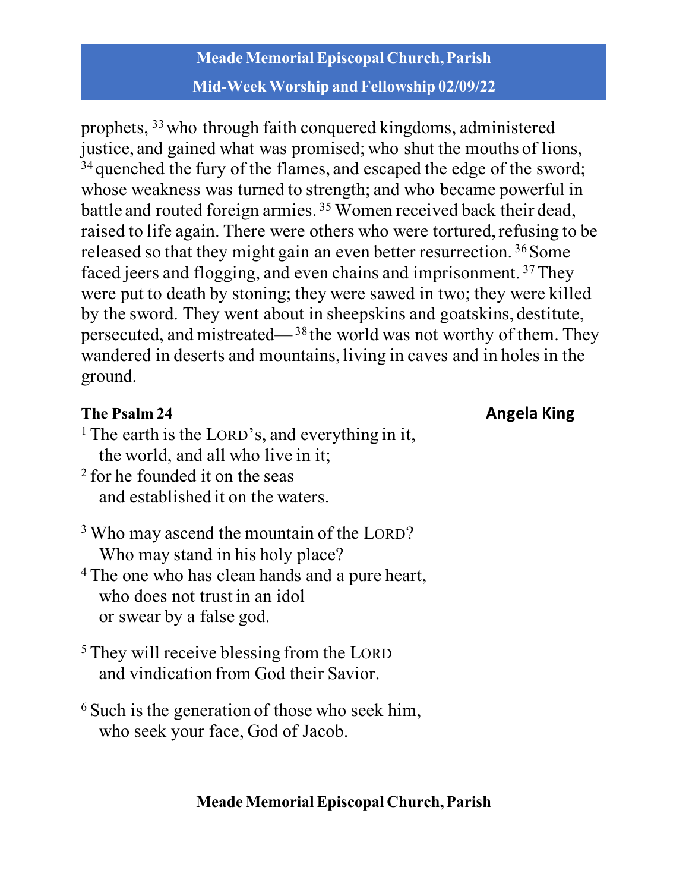prophets, [33] who through faith conquered kingdoms, administered justice, and gained what was promised; who shut the mouths of lions, [34] quenched the fury of the flames, and escaped the edge of the sword; whose weakness was turned to strength; and who became powerful in battle and routed foreign armies. [35] Women received back their dead, raised to life again. There were others who were tortured, refusing to be released so that they might gain an even better resurrection. [36] Some faced jeers and flogging, and even chains and imprisonment. [37] They were put to death by stoning; they were sawed in two; they were killed by the sword. They went about in sheepskins and goatskins, destitute, persecuted, and mistreated— [38] the world was not worthy of them. They wandered in deserts and mountains, living in caves and in holes in the ground.

**The Psalm 24** **Angela King**

[1] The earth is the LORD's, and everything in it,
  the world, and all who live in it;
[2] for he founded it on the seas
  and established it on the waters.

[3] Who may ascend the mountain of the LORD?
  Who may stand in his holy place?
[4] The one who has clean hands and a pure heart,
  who does not trust in an idol
  or swear by a false god.

[5] They will receive blessing from the LORD
  and vindication from God their Savior.

[6] Such is the generation of those who seek him,
  who seek your face, God of Jacob.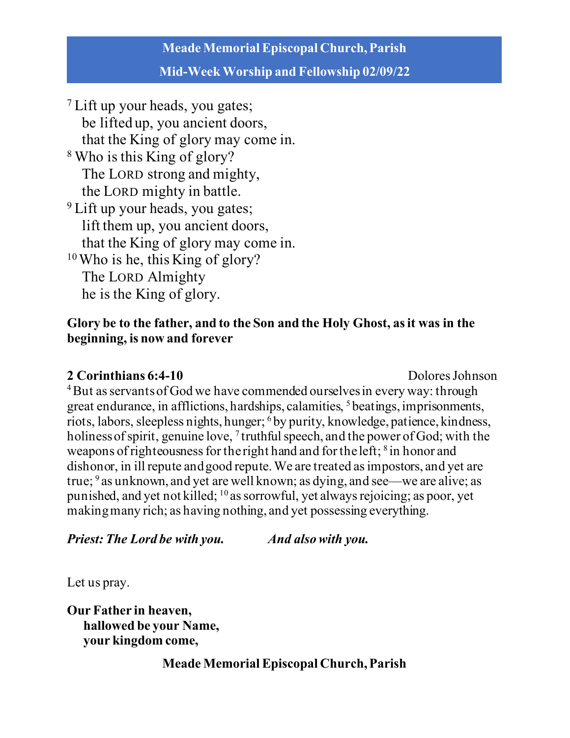[7] Lift up your heads, you gates;
   be lifted up, you ancient doors,
   that the King of glory may come in.
[8] Who is this King of glory?
   The LORD strong and mighty,
   the LORD mighty in battle.
[9] Lift up your heads, you gates;
   lift them up, you ancient doors,
   that the King of glory may come in.
[10] Who is he, this King of glory?
   The LORD Almighty
   he is the King of glory.

**Glory be to the father, and to the Son and the Holy Ghost, as it was in the beginning, is now and forever**

**2 Corinthians 6:4-10** Dolores Johnson

[4] But as servants of God we have commended ourselves in every way: through great endurance, in afflictions, hardships, calamities, [5] beatings, imprisonments, riots, labors, sleepless nights, hunger; [6] by purity, knowledge, patience, kindness, holiness of spirit, genuine love, [7] truthful speech, and the power of God; with the weapons of righteousness for the right hand and for the left; [8] in honor and dishonor, in ill repute and good repute. We are treated as impostors, and yet are true; [9] as unknown, and yet are well known; as dying, and see—we are alive; as punished, and yet not killed; [10] as sorrowful, yet always rejoicing; as poor, yet making many rich; as having nothing, and yet possessing everything.

***Priest: The Lord be with you.*** ***And also with you.***

Let us pray.

**Our Father in heaven,**
   **hallowed be your Name,**
   **your kingdom come,**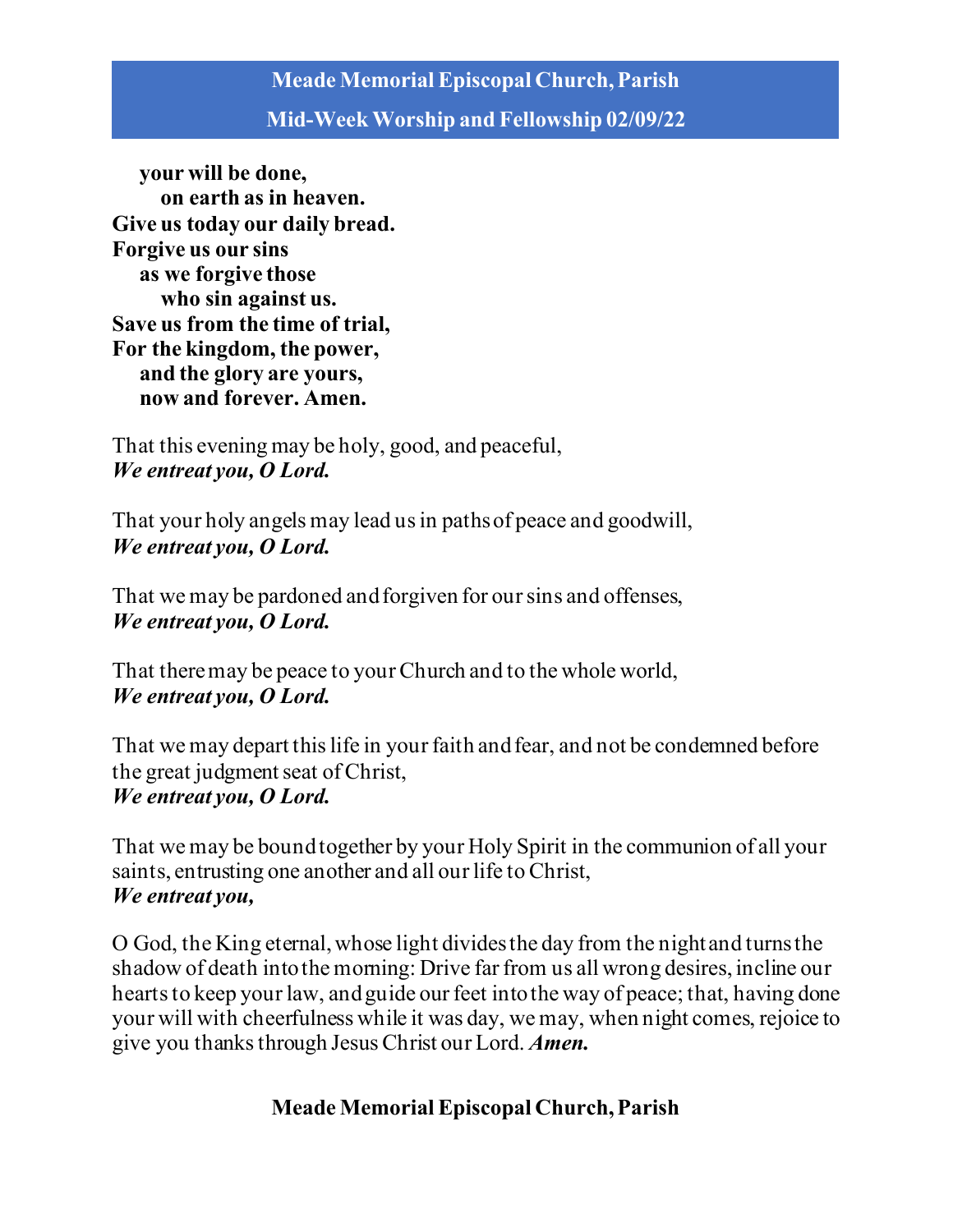**your will be done,**
**on earth as in heaven.**
**Give us today our daily bread.**
**Forgive us our sins**
**as we forgive those**
**who sin against us.**
**Save us from the time of trial,**
**For the kingdom, the power,**
**and the glory are yours,**
**now and forever. Amen.**

That this evening may be holy, good, and peaceful,
***We entreat you, O Lord.***

That your holy angels may lead us in paths of peace and goodwill,
***We entreat you, O Lord.***

That we may be pardoned and forgiven for our sins and offenses,
***We entreat you, O Lord.***

That there may be peace to your Church and to the whole world,
***We entreat you, O Lord.***

That we may depart this life in your faith and fear, and not be condemned before the great judgment seat of Christ,
***We entreat you, O Lord.***

That we may be bound together by your Holy Spirit in the communion of all your saints, entrusting one another and all our life to Christ,
***We entreat you,***

O God, the King eternal, whose light divides the day from the night and turns the shadow of death into the morning: Drive far from us all wrong desires, incline our hearts to keep your law, and guide our feet into the way of peace; that, having done your will with cheerfulness while it was day, we may, when night comes, rejoice to give you thanks through Jesus Christ our Lord. ***Amen.***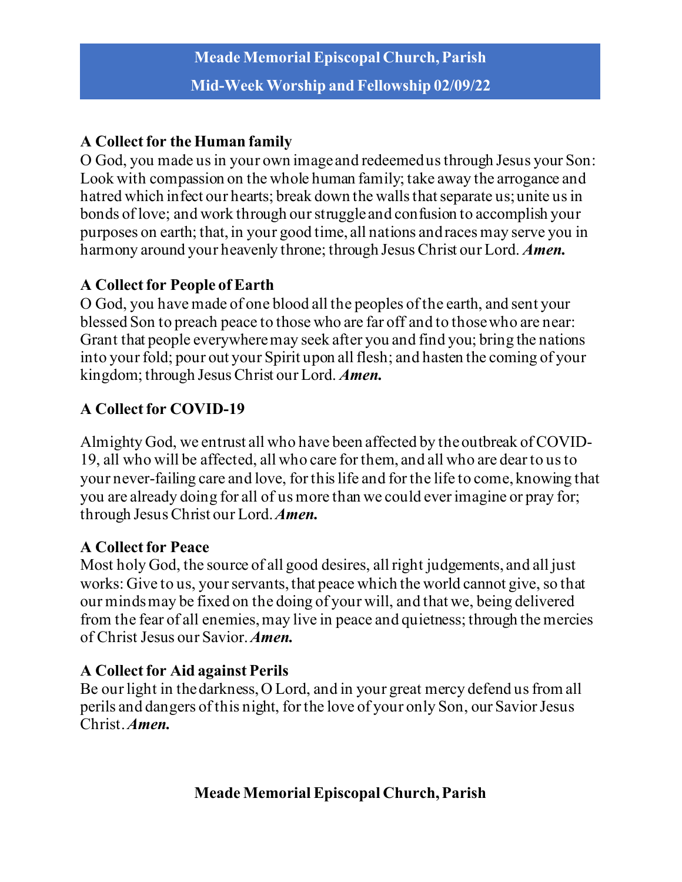## A Collect for the Human family

O God, you made us in your own image and redeemed us through Jesus your Son: Look with compassion on the whole human family; take away the arrogance and hatred which infect our hearts; break down the walls that separate us; unite us in bonds of love; and work through our struggle and confusion to accomplish your purposes on earth; that, in your good time, all nations and races may serve you in harmony around your heavenly throne; through Jesus Christ our Lord. ***Amen.***

## A Collect for People of Earth

O God, you have made of one blood all the peoples of the earth, and sent your blessed Son to preach peace to those who are far off and to those who are near: Grant that people everywhere may seek after you and find you; bring the nations into your fold; pour out your Spirit upon all flesh; and hasten the coming of your kingdom; through Jesus Christ our Lord. ***Amen.***

## A Collect for COVID-19

Almighty God, we entrust all who have been affected by the outbreak of COVID-19, all who will be affected, all who care for them, and all who are dear to us to your never-failing care and love, for this life and for the life to come, knowing that you are already doing for all of us more than we could ever imagine or pray for; through Jesus Christ our Lord. ***Amen.***

## A Collect for Peace

Most holy God, the source of all good desires, all right judgements, and all just works: Give to us, your servants, that peace which the world cannot give, so that our minds may be fixed on the doing of your will, and that we, being delivered from the fear of all enemies, may live in peace and quietness; through the mercies of Christ Jesus our Savior. ***Amen.***

## A Collect for Aid against Perils

Be our light in the darkness, O Lord, and in your great mercy defend us from all perils and dangers of this night, for the love of your only Son, our Savior Jesus Christ. ***Amen.***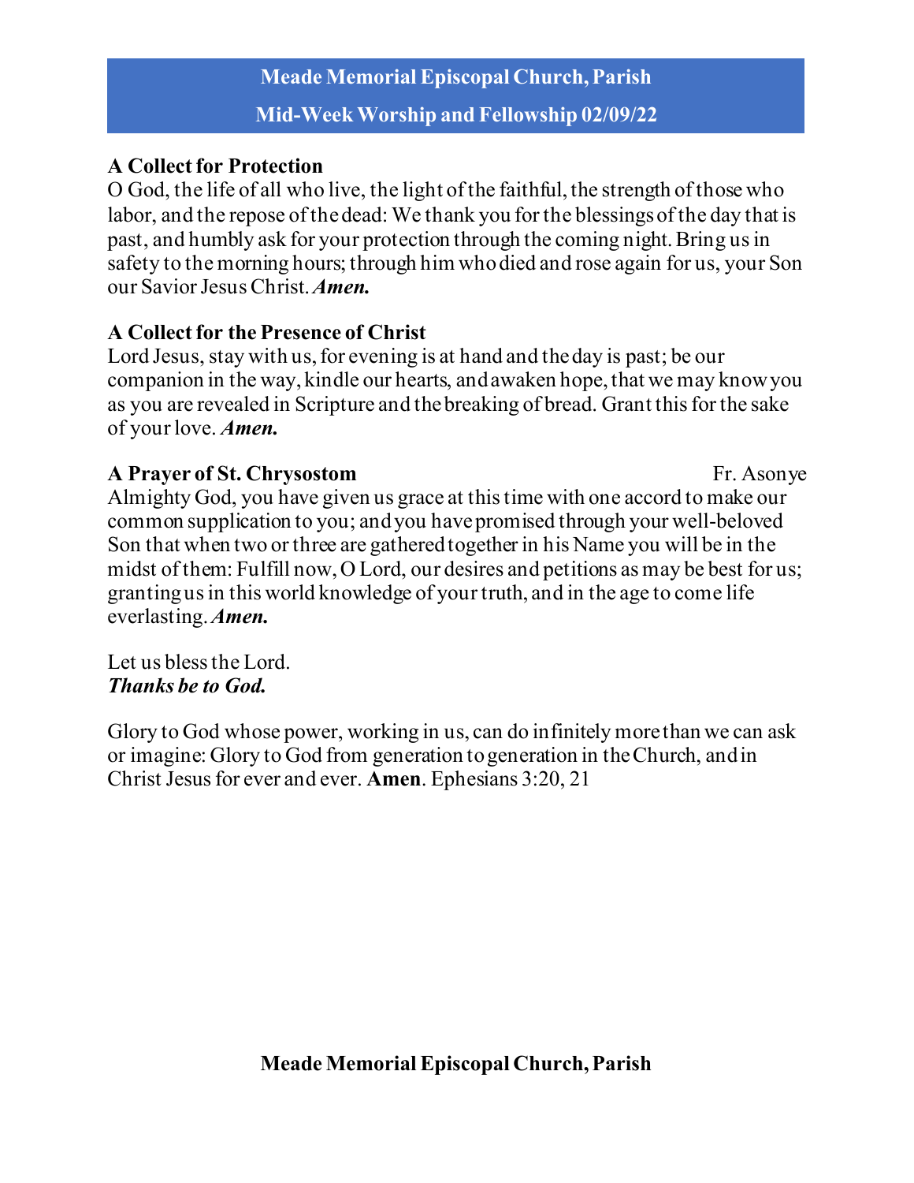**A Collect for Protection**
O God, the life of all who live, the light of the faithful, the strength of those who labor, and the repose of the dead: We thank you for the blessings of the day that is past, and humbly ask for your protection through the coming night. Bring us in safety to the morning hours; through him who died and rose again for us, your Son our Savior Jesus Christ. ***Amen.***

**A Collect for the Presence of Christ**
Lord Jesus, stay with us, for evening is at hand and the day is past; be our companion in the way, kindle our hearts, and awaken hope, that we may know you as you are revealed in Scripture and the breaking of bread. Grant this for the sake of your love. ***Amen.***

**A Prayer of St. Chrysostom** Fr. Asonye
Almighty God, you have given us grace at this time with one accord to make our common supplication to you; and you have promised through your well-beloved Son that when two or three are gathered together in his Name you will be in the midst of them: Fulfill now, O Lord, our desires and petitions as may be best for us; granting us in this world knowledge of your truth, and in the age to come life everlasting. ***Amen.***

Let us bless the Lord.
***Thanks be to God.***

Glory to God whose power, working in us, can do infinitely more than we can ask or imagine: Glory to God from generation to generation in the Church, and in Christ Jesus for ever and ever. **Amen**. Ephesians 3:20, 21